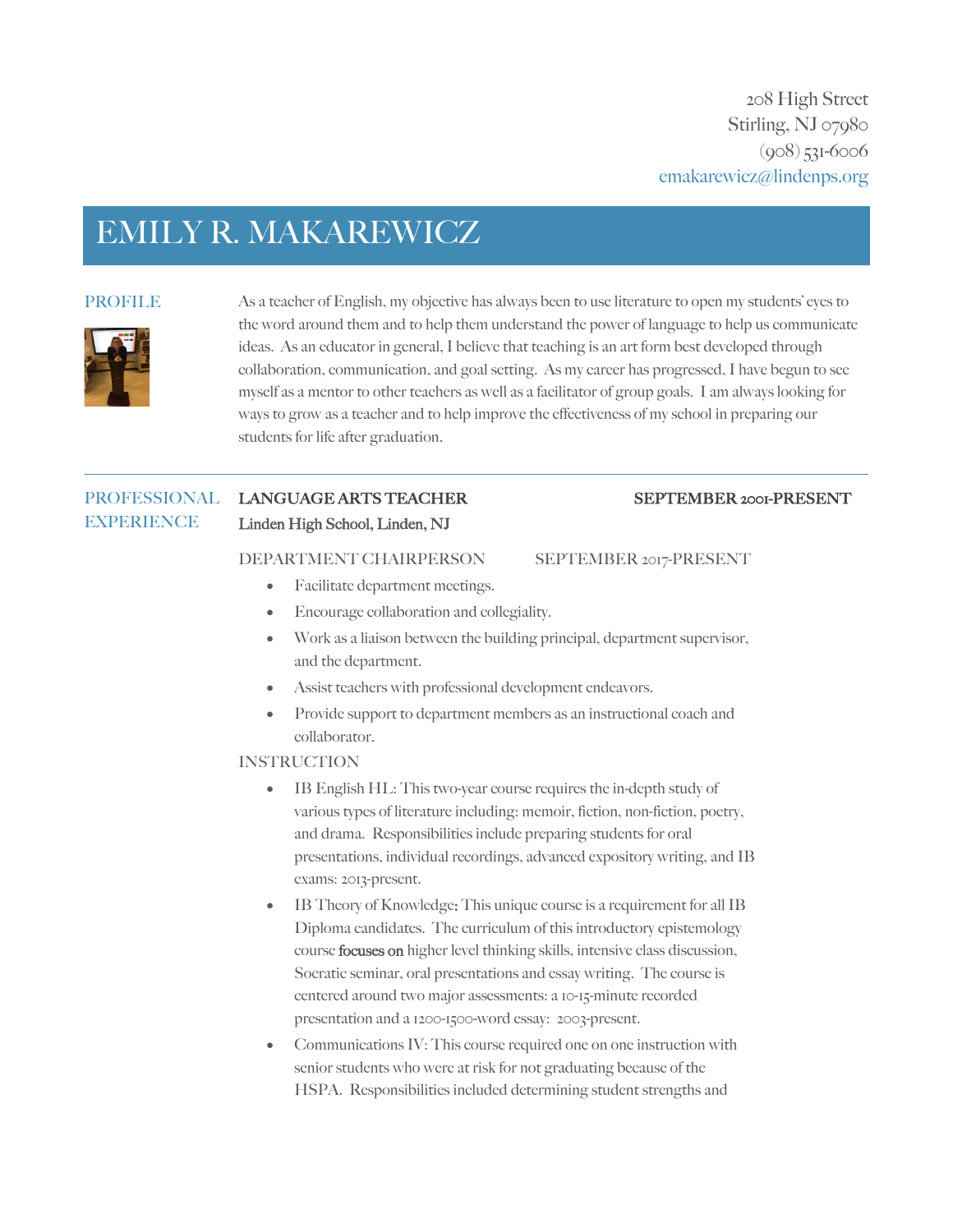208 High Street
Stirling, NJ 07980
(908) 531-6006
emakarewicz@lindenps.org

# EMILY R. MAKAREWICZ

## PROFILE

As a teacher of English, my objective has always been to use literature to open my students' eyes to the word around them and to help them understand the power of language to help us communicate ideas. As an educator in general, I believe that teaching is an art form best developed through collaboration, communication, and goal setting. As my career has progressed, I have begun to see myself as a mentor to other teachers as well as a facilitator of group goals. I am always looking for ways to grow as a teacher and to help improve the effectiveness of my school in preparing our students for life after graduation.

## PROFESSIONAL EXPERIENCE

**LANGUAGE ARTS TEACHER** — **SEPTEMBER 2001-PRESENT**
**Linden High School, Linden, NJ**

DEPARTMENT CHAIRPERSON — SEPTEMBER 2017-PRESENT

- Facilitate department meetings.
- Encourage collaboration and collegiality.
- Work as a liaison between the building principal, department supervisor, and the department.
- Assist teachers with professional development endeavors.
- Provide support to department members as an instructional coach and collaborator.

INSTRUCTION

- IB English HL: This two-year course requires the in-depth study of various types of literature including: memoir, fiction, non-fiction, poetry, and drama. Responsibilities include preparing students for oral presentations, individual recordings, advanced expository writing, and IB exams: 2013-present.
- IB Theory of Knowledge: This unique course is a requirement for all IB Diploma candidates. The curriculum of this introductory epistemology course focuses on higher level thinking skills, intensive class discussion, Socratic seminar, oral presentations and essay writing. The course is centered around two major assessments: a 10-15-minute recorded presentation and a 1200-1500-word essay: 2003-present.
- Communications IV: This course required one on one instruction with senior students who were at risk for not graduating because of the HSPA. Responsibilities included determining student strengths and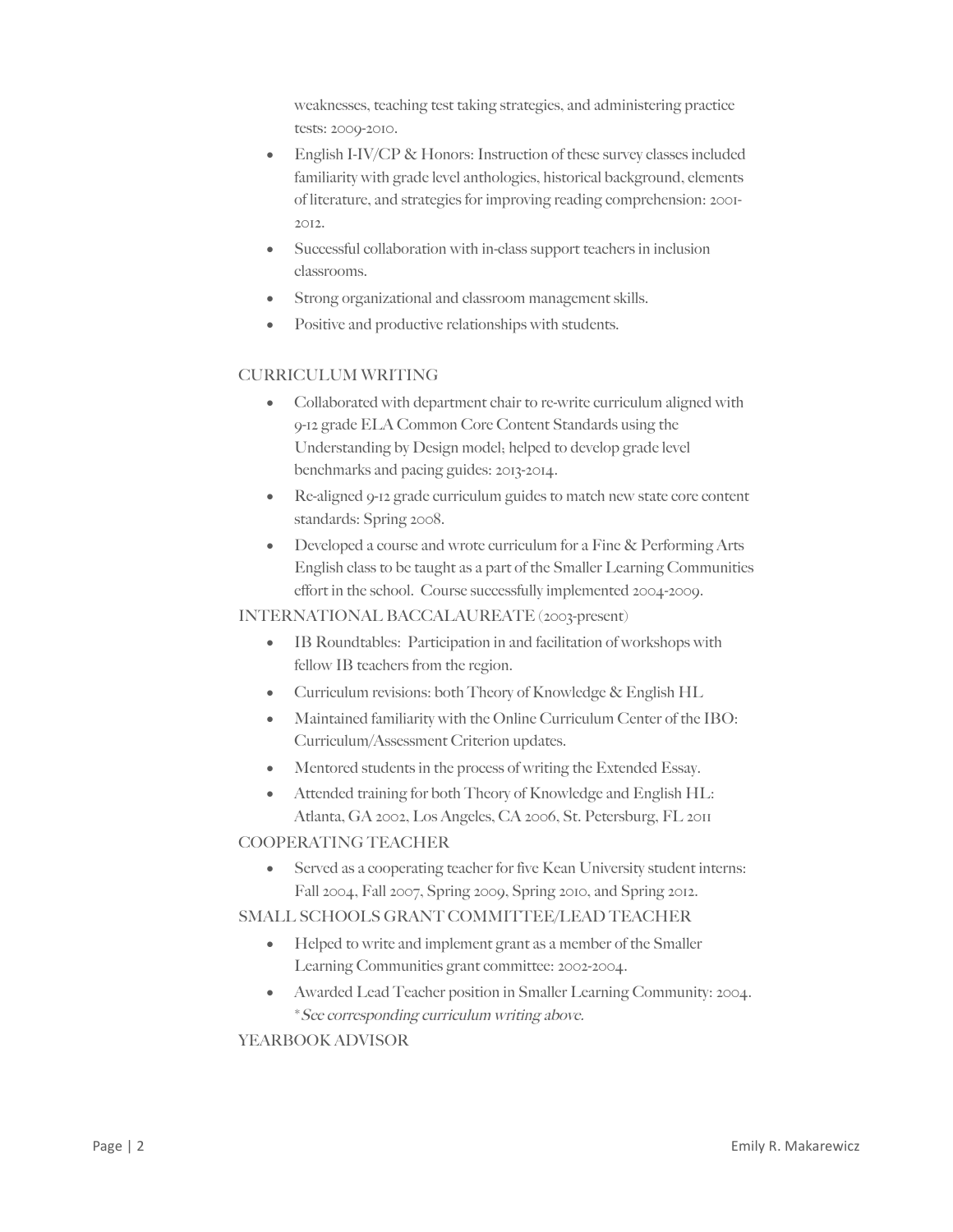weaknesses, teaching test taking strategies, and administering practice tests: 2009-2010.

- English I-IV/CP & Honors: Instruction of these survey classes included familiarity with grade level anthologies, historical background, elements of literature, and strategies for improving reading comprehension: 2001-2012.
- Successful collaboration with in-class support teachers in inclusion classrooms.
- Strong organizational and classroom management skills.
- Positive and productive relationships with students.

CURRICULUM WRITING

- Collaborated with department chair to re-write curriculum aligned with 9-12 grade ELA Common Core Content Standards using the Understanding by Design model; helped to develop grade level benchmarks and pacing guides: 2013-2014.
- Re-aligned 9-12 grade curriculum guides to match new state core content standards: Spring 2008.
- Developed a course and wrote curriculum for a Fine & Performing Arts English class to be taught as a part of the Smaller Learning Communities effort in the school. Course successfully implemented 2004-2009.

INTERNATIONAL BACCALAUREATE (2003-present)

- IB Roundtables: Participation in and facilitation of workshops with fellow IB teachers from the region.
- Curriculum revisions: both Theory of Knowledge & English HL
- Maintained familiarity with the Online Curriculum Center of the IBO: Curriculum/Assessment Criterion updates.
- Mentored students in the process of writing the Extended Essay.
- Attended training for both Theory of Knowledge and English HL: Atlanta, GA 2002, Los Angeles, CA 2006, St. Petersburg, FL 2011

COOPERATING TEACHER

- Served as a cooperating teacher for five Kean University student interns: Fall 2004, Fall 2007, Spring 2009, Spring 2010, and Spring 2012.

SMALL SCHOOLS GRANT COMMITTEE/LEAD TEACHER

- Helped to write and implement grant as a member of the Smaller Learning Communities grant committee: 2002-2004.
- Awarded Lead Teacher position in Smaller Learning Community: 2004. **See corresponding curriculum writing above.*

YEARBOOK ADVISOR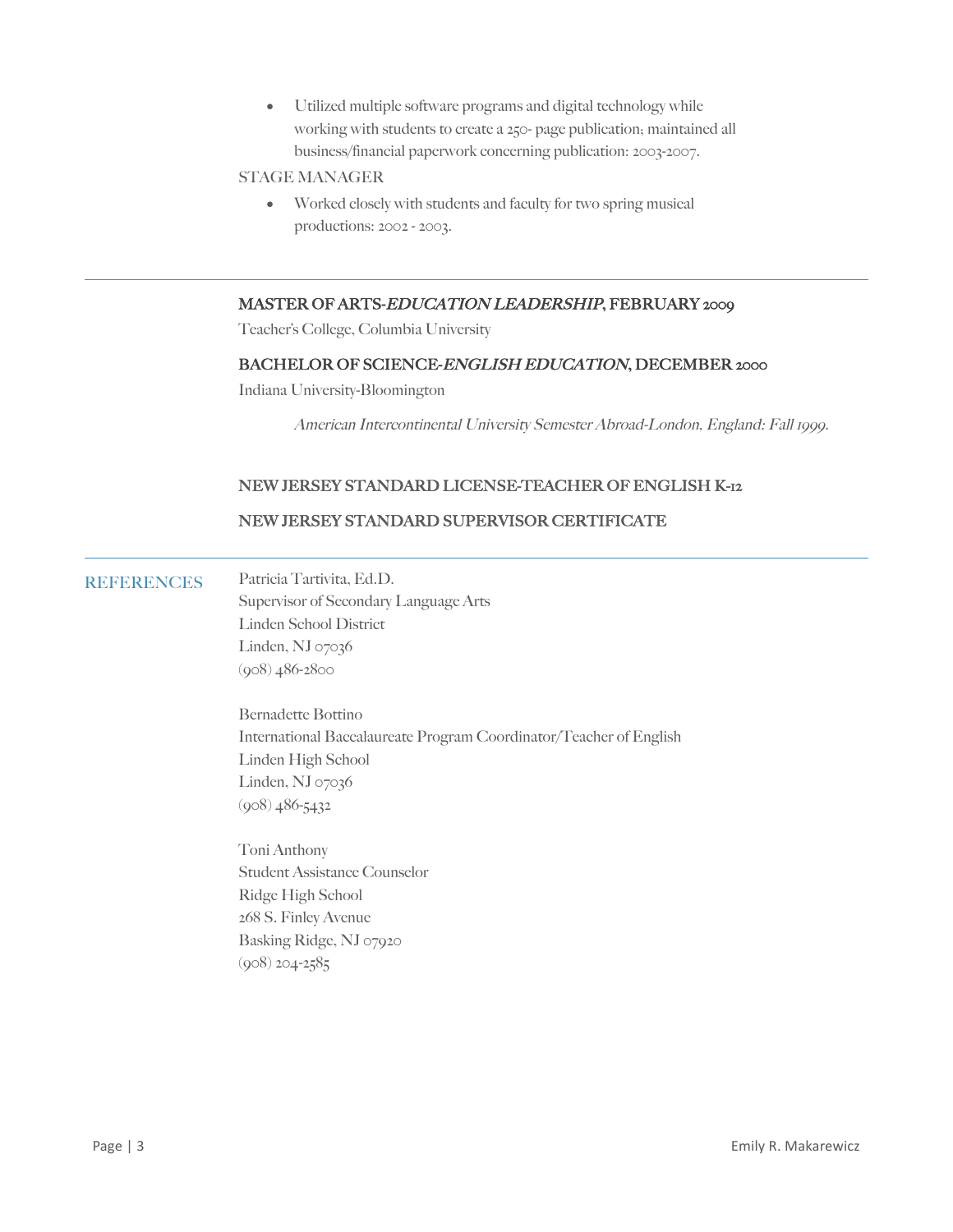- Utilized multiple software programs and digital technology while working with students to create a 250- page publication; maintained all business/financial paperwork concerning publication: 2003-2007.

STAGE MANAGER

- Worked closely with students and faculty for two spring musical productions: 2002 - 2003.

---

**MASTER OF ARTS-*EDUCATION LEADERSHIP*, FEBRUARY 2009**

Teacher's College, Columbia University

**BACHELOR OF SCIENCE-*ENGLISH EDUCATION*, DECEMBER 2000**

Indiana University-Bloomington

*American Intercontinental University Semester Abroad-London, England: Fall 1999.*

**NEW JERSEY STANDARD LICENSE-TEACHER OF ENGLISH K-12**

**NEW JERSEY STANDARD SUPERVISOR CERTIFICATE**

---

## REFERENCES

Patricia Tartivita, Ed.D.
Supervisor of Secondary Language Arts
Linden School District
Linden, NJ 07036
(908) 486-2800

Bernadette Bottino
International Baccalaureate Program Coordinator/Teacher of English
Linden High School
Linden, NJ 07036
(908) 486-5432

Toni Anthony
Student Assistance Counselor
Ridge High School
268 S. Finley Avenue
Basking Ridge, NJ 07920
(908) 204-2585